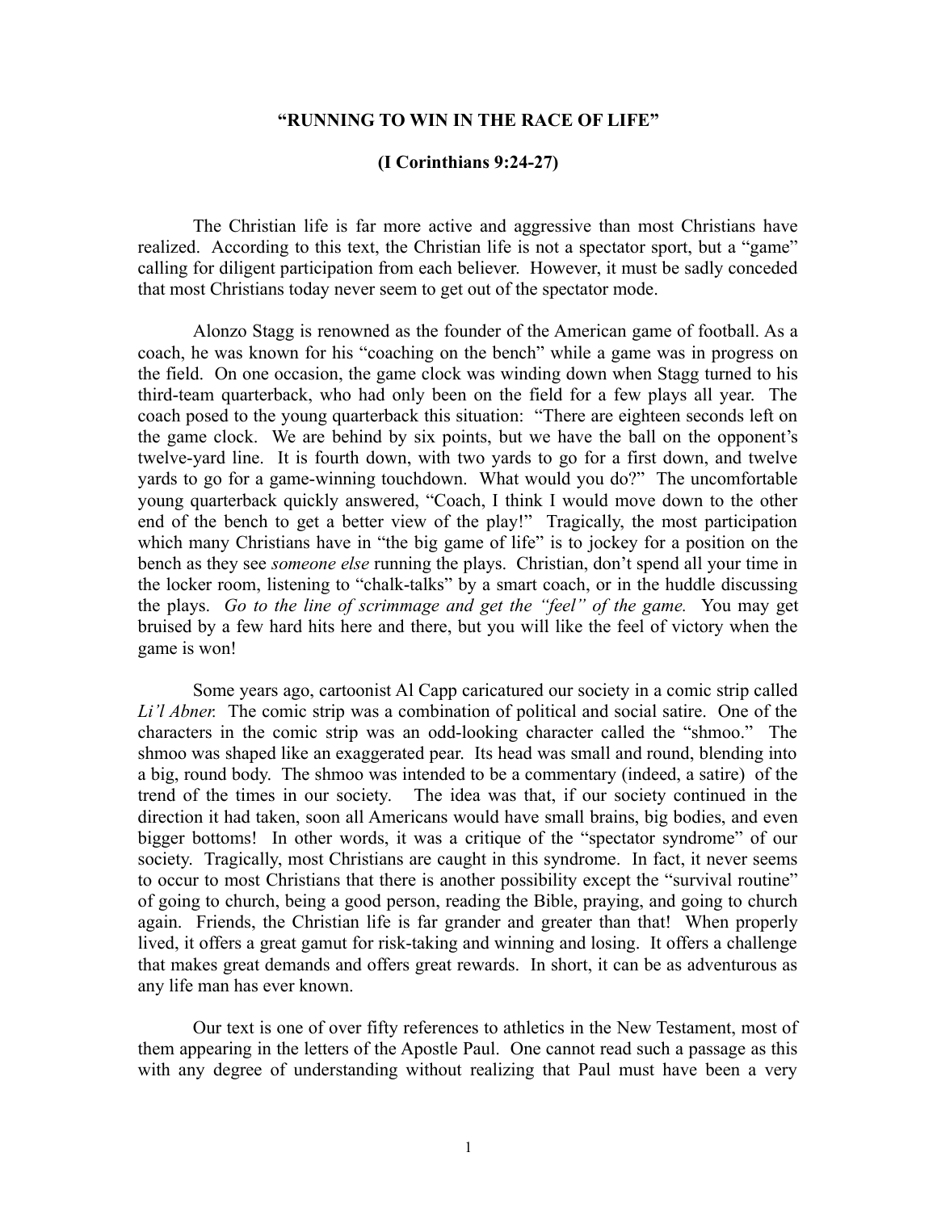# "RUNNING TO WIN IN THE RACE OF LIFE"

## (I Corinthians 9:24-27)

The Christian life is far more active and aggressive than most Christians have realized. According to this text, the Christian life is not a spectator sport, but a "game" calling for diligent participation from each believer. However, it must be sadly conceded that most Christians today never seem to get out of the spectator mode.

Alonzo Stagg is renowned as the founder of the American game of football. As a coach, he was known for his "coaching on the bench" while a game was in progress on the field. On one occasion, the game clock was winding down when Stagg turned to his third-team quarterback, who had only been on the field for a few plays all year. The coach posed to the young quarterback this situation: "There are eighteen seconds left on the game clock. We are behind by six points, but we have the ball on the opponent's twelve-yard line. It is fourth down, with two yards to go for a first down, and twelve yards to go for a game-winning touchdown. What would you do?" The uncomfortable young quarterback quickly answered, "Coach, I think I would move down to the other end of the bench to get a better view of the play!" Tragically, the most participation which many Christians have in "the big game of life" is to jockey for a position on the bench as they see *someone else* running the plays. Christian, don't spend all your time in the locker room, listening to "chalk-talks" by a smart coach, or in the huddle discussing the plays. *Go to the line of scrimmage and get the "feel" of the game.* You may get bruised by a few hard hits here and there, but you will like the feel of victory when the game is won!

Some years ago, cartoonist Al Capp caricatured our society in a comic strip called *Li'l Abner.* The comic strip was a combination of political and social satire. One of the characters in the comic strip was an odd-looking character called the "shmoo." The shmoo was shaped like an exaggerated pear. Its head was small and round, blending into a big, round body. The shmoo was intended to be a commentary (indeed, a satire) of the trend of the times in our society. The idea was that, if our society continued in the direction it had taken, soon all Americans would have small brains, big bodies, and even bigger bottoms! In other words, it was a critique of the "spectator syndrome" of our society. Tragically, most Christians are caught in this syndrome. In fact, it never seems to occur to most Christians that there is another possibility except the "survival routine" of going to church, being a good person, reading the Bible, praying, and going to church again. Friends, the Christian life is far grander and greater than that! When properly lived, it offers a great gamut for risk-taking and winning and losing. It offers a challenge that makes great demands and offers great rewards. In short, it can be as adventurous as any life man has ever known.

Our text is one of over fifty references to athletics in the New Testament, most of them appearing in the letters of the Apostle Paul. One cannot read such a passage as this with any degree of understanding without realizing that Paul must have been a very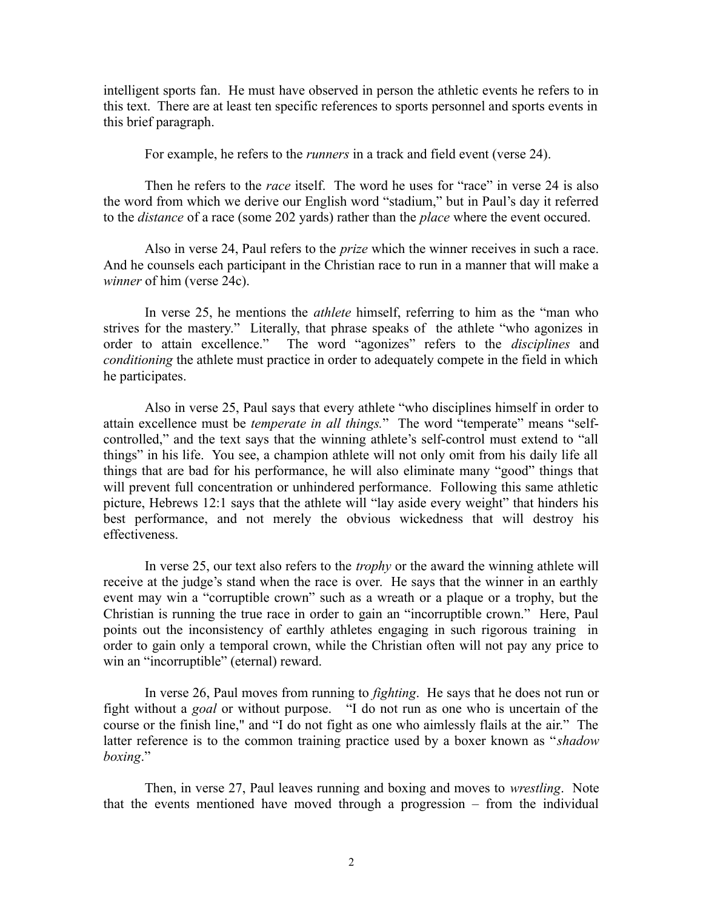intelligent sports fan. He must have observed in person the athletic events he refers to in this text. There are at least ten specific references to sports personnel and sports events in this brief paragraph.

For example, he refers to the *runners* in a track and field event (verse 24).

Then he refers to the *race* itself. The word he uses for "race" in verse 24 is also the word from which we derive our English word "stadium," but in Paul's day it referred to the *distance* of a race (some 202 yards) rather than the *place* where the event occured.

Also in verse 24, Paul refers to the *prize* which the winner receives in such a race. And he counsels each participant in the Christian race to run in a manner that will make a *winner* of him (verse 24c).

In verse 25, he mentions the *athlete* himself, referring to him as the "man who strives for the mastery." Literally, that phrase speaks of the athlete "who agonizes in order to attain excellence." The word "agonizes" refers to the *disciplines* and *conditioning* the athlete must practice in order to adequately compete in the field in which he participates.

Also in verse 25, Paul says that every athlete "who disciplines himself in order to attain excellence must be *temperate in all things.*" The word "temperate" means "self-controlled," and the text says that the winning athlete's self-control must extend to "all things" in his life. You see, a champion athlete will not only omit from his daily life all things that are bad for his performance, he will also eliminate many "good" things that will prevent full concentration or unhindered performance. Following this same athletic picture, Hebrews 12:1 says that the athlete will "lay aside every weight" that hinders his best performance, and not merely the obvious wickedness that will destroy his effectiveness.

In verse 25, our text also refers to the *trophy* or the award the winning athlete will receive at the judge's stand when the race is over. He says that the winner in an earthly event may win a "corruptible crown" such as a wreath or a plaque or a trophy, but the Christian is running the true race in order to gain an "incorruptible crown." Here, Paul points out the inconsistency of earthly athletes engaging in such rigorous training in order to gain only a temporal crown, while the Christian often will not pay any price to win an "incorruptible" (eternal) reward.

In verse 26, Paul moves from running to *fighting*. He says that he does not run or fight without a *goal* or without purpose. "I do not run as one who is uncertain of the course or the finish line," and "I do not fight as one who aimlessly flails at the air." The latter reference is to the common training practice used by a boxer known as "*shadow boxing*."

Then, in verse 27, Paul leaves running and boxing and moves to *wrestling*. Note that the events mentioned have moved through a progression – from the individual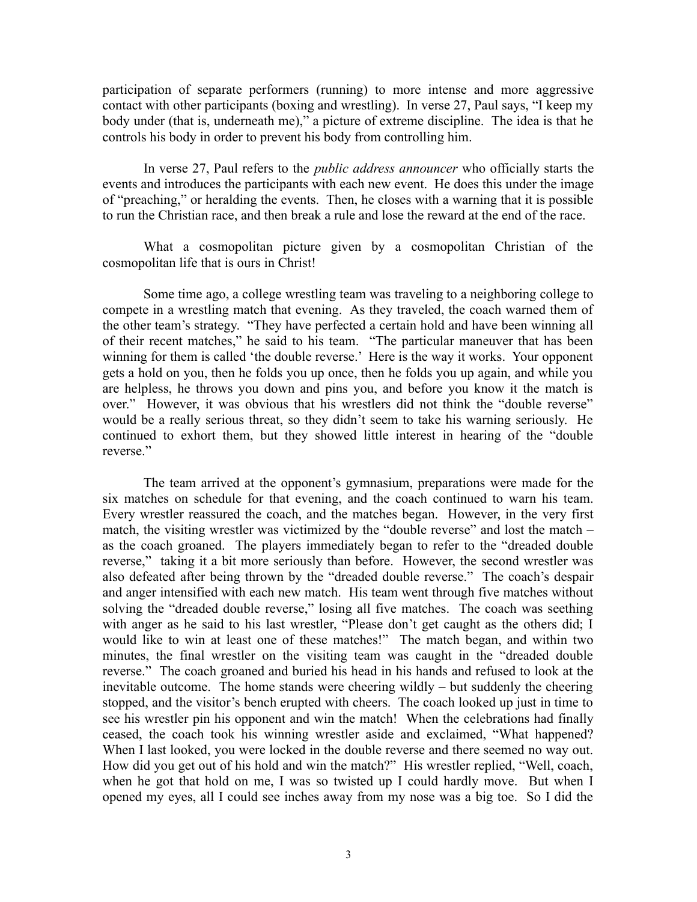participation of separate performers (running) to more intense and more aggressive contact with other participants (boxing and wrestling). In verse 27, Paul says, "I keep my body under (that is, underneath me)," a picture of extreme discipline. The idea is that he controls his body in order to prevent his body from controlling him.

In verse 27, Paul refers to the *public address announcer* who officially starts the events and introduces the participants with each new event. He does this under the image of "preaching," or heralding the events. Then, he closes with a warning that it is possible to run the Christian race, and then break a rule and lose the reward at the end of the race.

What a cosmopolitan picture given by a cosmopolitan Christian of the cosmopolitan life that is ours in Christ!

Some time ago, a college wrestling team was traveling to a neighboring college to compete in a wrestling match that evening. As they traveled, the coach warned them of the other team's strategy. "They have perfected a certain hold and have been winning all of their recent matches," he said to his team. "The particular maneuver that has been winning for them is called 'the double reverse.' Here is the way it works. Your opponent gets a hold on you, then he folds you up once, then he folds you up again, and while you are helpless, he throws you down and pins you, and before you know it the match is over." However, it was obvious that his wrestlers did not think the "double reverse" would be a really serious threat, so they didn't seem to take his warning seriously. He continued to exhort them, but they showed little interest in hearing of the "double reverse."

The team arrived at the opponent's gymnasium, preparations were made for the six matches on schedule for that evening, and the coach continued to warn his team. Every wrestler reassured the coach, and the matches began. However, in the very first match, the visiting wrestler was victimized by the "double reverse" and lost the match – as the coach groaned. The players immediately began to refer to the "dreaded double reverse," taking it a bit more seriously than before. However, the second wrestler was also defeated after being thrown by the "dreaded double reverse." The coach's despair and anger intensified with each new match. His team went through five matches without solving the "dreaded double reverse," losing all five matches. The coach was seething with anger as he said to his last wrestler, "Please don't get caught as the others did; I would like to win at least one of these matches!" The match began, and within two minutes, the final wrestler on the visiting team was caught in the "dreaded double reverse." The coach groaned and buried his head in his hands and refused to look at the inevitable outcome. The home stands were cheering wildly – but suddenly the cheering stopped, and the visitor's bench erupted with cheers. The coach looked up just in time to see his wrestler pin his opponent and win the match! When the celebrations had finally ceased, the coach took his winning wrestler aside and exclaimed, "What happened? When I last looked, you were locked in the double reverse and there seemed no way out. How did you get out of his hold and win the match?" His wrestler replied, "Well, coach, when he got that hold on me, I was so twisted up I could hardly move. But when I opened my eyes, all I could see inches away from my nose was a big toe. So I did the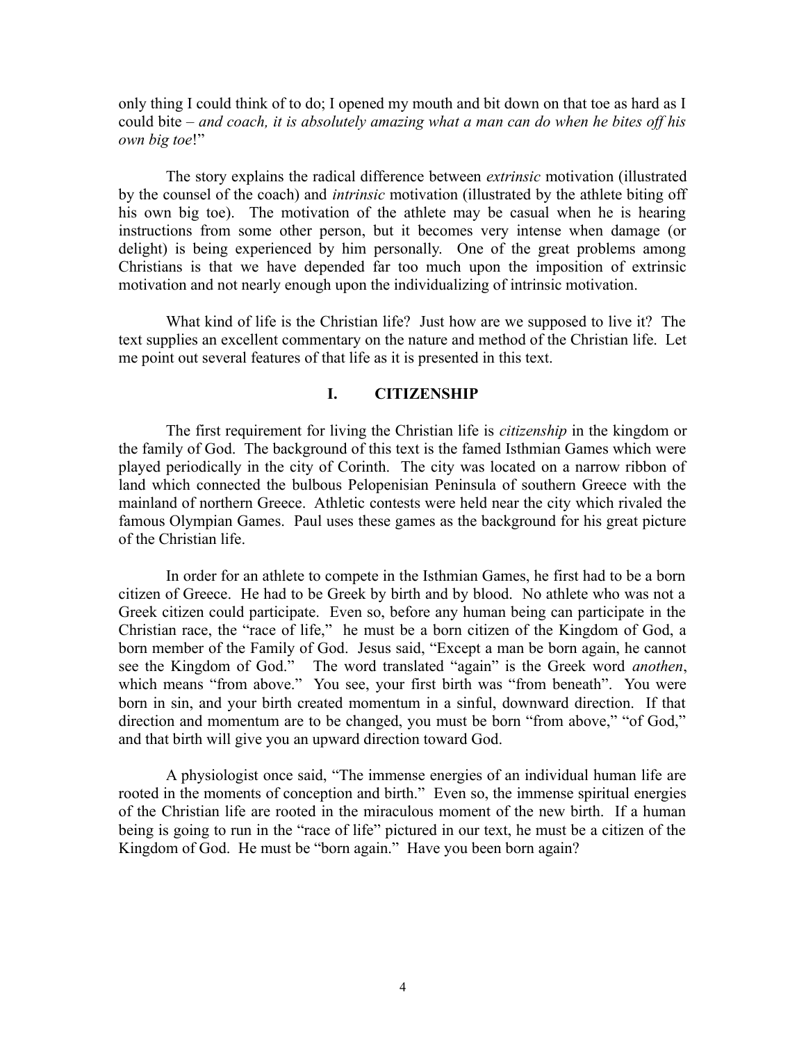only thing I could think of to do; I opened my mouth and bit down on that toe as hard as I could bite – *and coach, it is absolutely amazing what a man can do when he bites off his own big toe*!"

The story explains the radical difference between *extrinsic* motivation (illustrated by the counsel of the coach) and *intrinsic* motivation (illustrated by the athlete biting off his own big toe). The motivation of the athlete may be casual when he is hearing instructions from some other person, but it becomes very intense when damage (or delight) is being experienced by him personally. One of the great problems among Christians is that we have depended far too much upon the imposition of extrinsic motivation and not nearly enough upon the individualizing of intrinsic motivation.

What kind of life is the Christian life? Just how are we supposed to live it? The text supplies an excellent commentary on the nature and method of the Christian life. Let me point out several features of that life as it is presented in this text.

## I. CITIZENSHIP

The first requirement for living the Christian life is *citizenship* in the kingdom or the family of God. The background of this text is the famed Isthmian Games which were played periodically in the city of Corinth. The city was located on a narrow ribbon of land which connected the bulbous Pelopenisian Peninsula of southern Greece with the mainland of northern Greece. Athletic contests were held near the city which rivaled the famous Olympian Games. Paul uses these games as the background for his great picture of the Christian life.

In order for an athlete to compete in the Isthmian Games, he first had to be a born citizen of Greece. He had to be Greek by birth and by blood. No athlete who was not a Greek citizen could participate. Even so, before any human being can participate in the Christian race, the "race of life," he must be a born citizen of the Kingdom of God, a born member of the Family of God. Jesus said, "Except a man be born again, he cannot see the Kingdom of God." The word translated "again" is the Greek word *anothen*, which means "from above." You see, your first birth was "from beneath". You were born in sin, and your birth created momentum in a sinful, downward direction. If that direction and momentum are to be changed, you must be born "from above," "of God," and that birth will give you an upward direction toward God.

A physiologist once said, "The immense energies of an individual human life are rooted in the moments of conception and birth." Even so, the immense spiritual energies of the Christian life are rooted in the miraculous moment of the new birth. If a human being is going to run in the "race of life" pictured in our text, he must be a citizen of the Kingdom of God. He must be "born again." Have you been born again?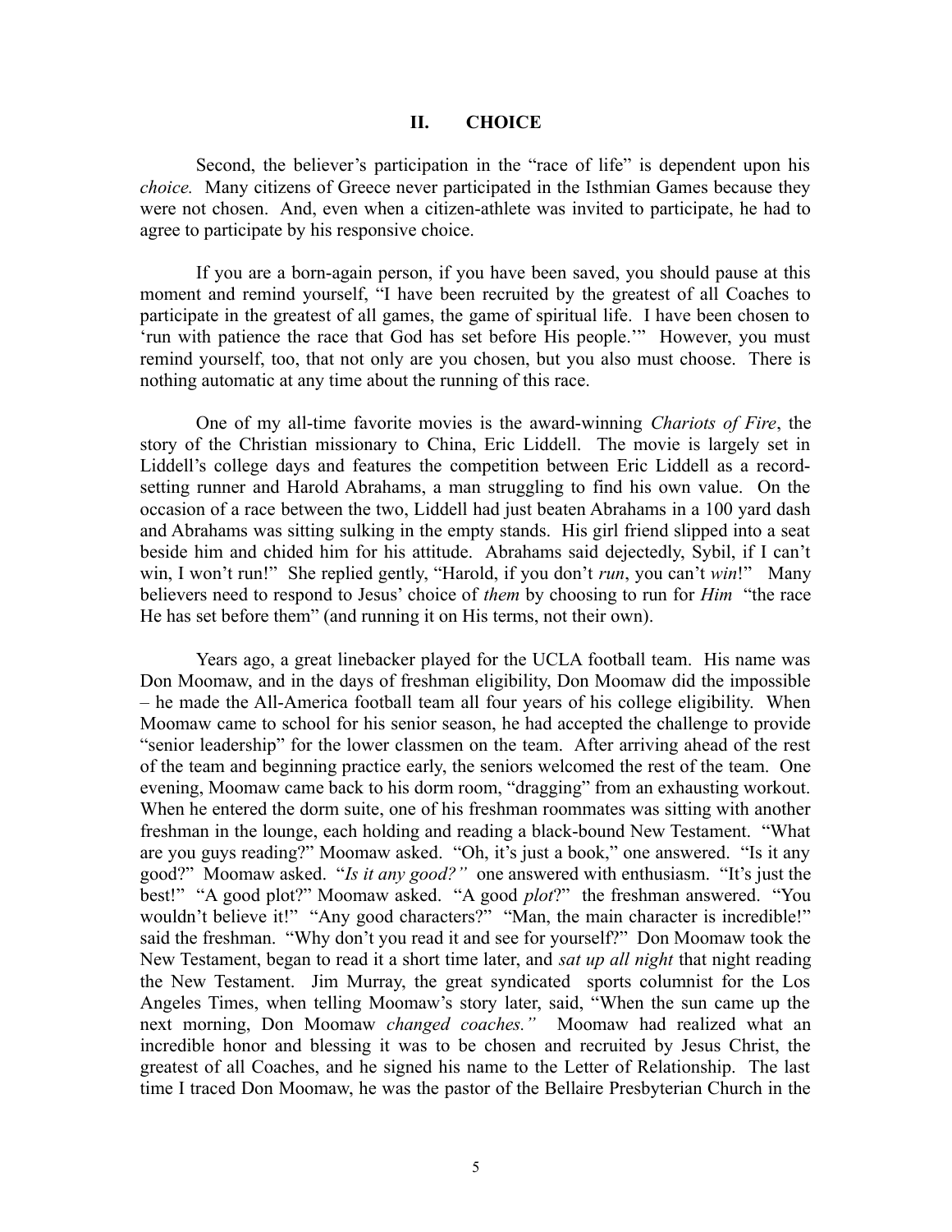## II. CHOICE

Second, the believer's participation in the "race of life" is dependent upon his *choice.* Many citizens of Greece never participated in the Isthmian Games because they were not chosen. And, even when a citizen-athlete was invited to participate, he had to agree to participate by his responsive choice.

If you are a born-again person, if you have been saved, you should pause at this moment and remind yourself, "I have been recruited by the greatest of all Coaches to participate in the greatest of all games, the game of spiritual life. I have been chosen to 'run with patience the race that God has set before His people.'" However, you must remind yourself, too, that not only are you chosen, but you also must choose. There is nothing automatic at any time about the running of this race.

One of my all-time favorite movies is the award-winning *Chariots of Fire*, the story of the Christian missionary to China, Eric Liddell. The movie is largely set in Liddell's college days and features the competition between Eric Liddell as a record-setting runner and Harold Abrahams, a man struggling to find his own value. On the occasion of a race between the two, Liddell had just beaten Abrahams in a 100 yard dash and Abrahams was sitting sulking in the empty stands. His girl friend slipped into a seat beside him and chided him for his attitude. Abrahams said dejectedly, Sybil, if I can't win, I won't run!" She replied gently, "Harold, if you don't *run*, you can't *win*!" Many believers need to respond to Jesus' choice of *them* by choosing to run for *Him* "the race He has set before them" (and running it on His terms, not their own).

Years ago, a great linebacker played for the UCLA football team. His name was Don Moomaw, and in the days of freshman eligibility, Don Moomaw did the impossible – he made the All-America football team all four years of his college eligibility. When Moomaw came to school for his senior season, he had accepted the challenge to provide "senior leadership" for the lower classmen on the team. After arriving ahead of the rest of the team and beginning practice early, the seniors welcomed the rest of the team. One evening, Moomaw came back to his dorm room, "dragging" from an exhausting workout. When he entered the dorm suite, one of his freshman roommates was sitting with another freshman in the lounge, each holding and reading a black-bound New Testament. "What are you guys reading?" Moomaw asked. "Oh, it's just a book," one answered. "Is it any good?" Moomaw asked. "*Is it any good?"* one answered with enthusiasm. "It's just the best!" "A good plot?" Moomaw asked. "A good *plot*?" the freshman answered. "You wouldn't believe it!" "Any good characters?" "Man, the main character is incredible!" said the freshman. "Why don't you read it and see for yourself?" Don Moomaw took the New Testament, began to read it a short time later, and *sat up all night* that night reading the New Testament. Jim Murray, the great syndicated sports columnist for the Los Angeles Times, when telling Moomaw's story later, said, "When the sun came up the next morning, Don Moomaw *changed coaches."* Moomaw had realized what an incredible honor and blessing it was to be chosen and recruited by Jesus Christ, the greatest of all Coaches, and he signed his name to the Letter of Relationship. The last time I traced Don Moomaw, he was the pastor of the Bellaire Presbyterian Church in the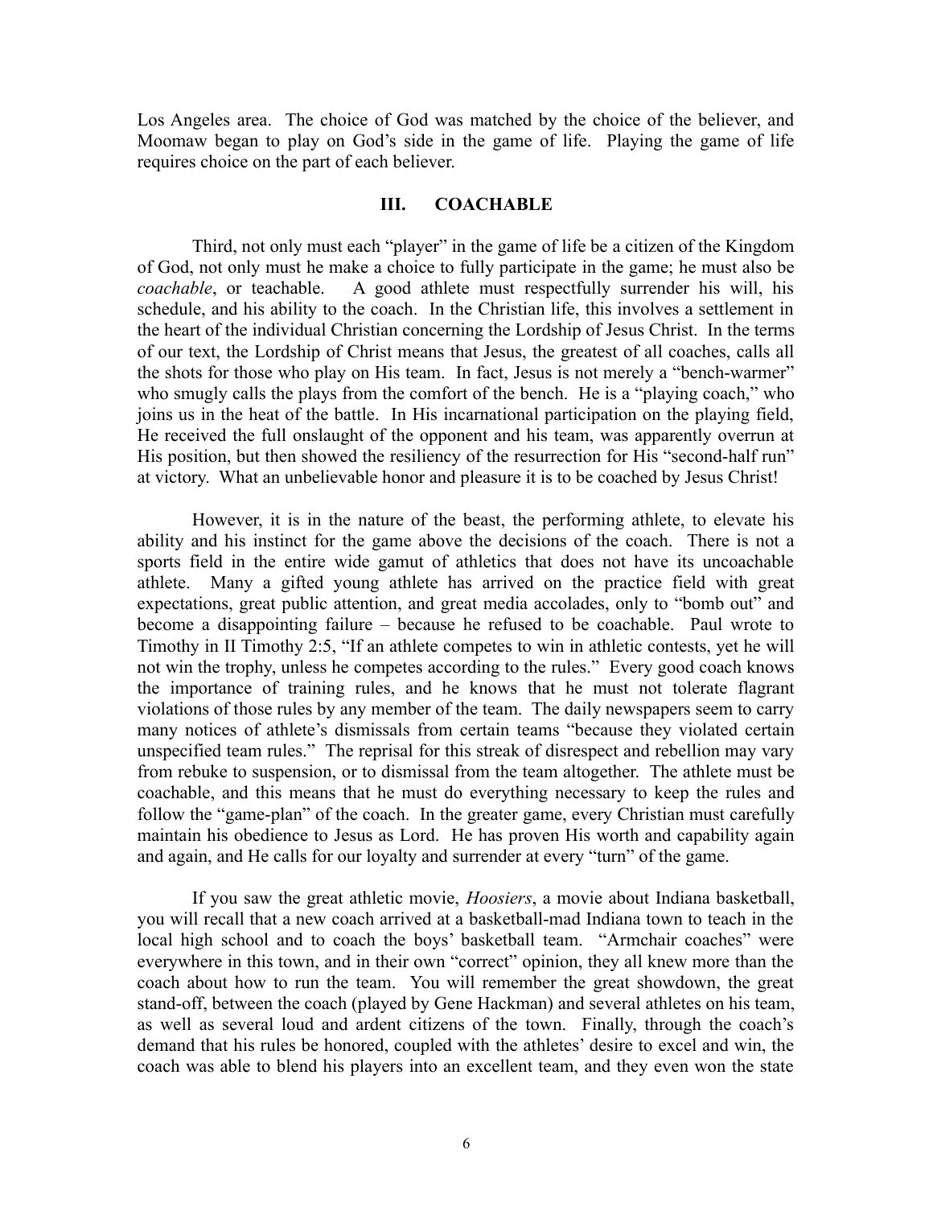Los Angeles area. The choice of God was matched by the choice of the believer, and Moomaw began to play on God's side in the game of life. Playing the game of life requires choice on the part of each believer.

## III. COACHABLE

Third, not only must each "player" in the game of life be a citizen of the Kingdom of God, not only must he make a choice to fully participate in the game; he must also be *coachable*, or teachable. A good athlete must respectfully surrender his will, his schedule, and his ability to the coach. In the Christian life, this involves a settlement in the heart of the individual Christian concerning the Lordship of Jesus Christ. In the terms of our text, the Lordship of Christ means that Jesus, the greatest of all coaches, calls all the shots for those who play on His team. In fact, Jesus is not merely a "bench-warmer" who smugly calls the plays from the comfort of the bench. He is a "playing coach," who joins us in the heat of the battle. In His incarnational participation on the playing field, He received the full onslaught of the opponent and his team, was apparently overrun at His position, but then showed the resiliency of the resurrection for His "second-half run" at victory. What an unbelievable honor and pleasure it is to be coached by Jesus Christ!

However, it is in the nature of the beast, the performing athlete, to elevate his ability and his instinct for the game above the decisions of the coach. There is not a sports field in the entire wide gamut of athletics that does not have its uncoachable athlete. Many a gifted young athlete has arrived on the practice field with great expectations, great public attention, and great media accolades, only to "bomb out" and become a disappointing failure – because he refused to be coachable. Paul wrote to Timothy in II Timothy 2:5, "If an athlete competes to win in athletic contests, yet he will not win the trophy, unless he competes according to the rules." Every good coach knows the importance of training rules, and he knows that he must not tolerate flagrant violations of those rules by any member of the team. The daily newspapers seem to carry many notices of athlete's dismissals from certain teams "because they violated certain unspecified team rules." The reprisal for this streak of disrespect and rebellion may vary from rebuke to suspension, or to dismissal from the team altogether. The athlete must be coachable, and this means that he must do everything necessary to keep the rules and follow the "game-plan" of the coach. In the greater game, every Christian must carefully maintain his obedience to Jesus as Lord. He has proven His worth and capability again and again, and He calls for our loyalty and surrender at every "turn" of the game.

If you saw the great athletic movie, *Hoosiers*, a movie about Indiana basketball, you will recall that a new coach arrived at a basketball-mad Indiana town to teach in the local high school and to coach the boys' basketball team. "Armchair coaches" were everywhere in this town, and in their own "correct" opinion, they all knew more than the coach about how to run the team. You will remember the great showdown, the great stand-off, between the coach (played by Gene Hackman) and several athletes on his team, as well as several loud and ardent citizens of the town. Finally, through the coach's demand that his rules be honored, coupled with the athletes' desire to excel and win, the coach was able to blend his players into an excellent team, and they even won the state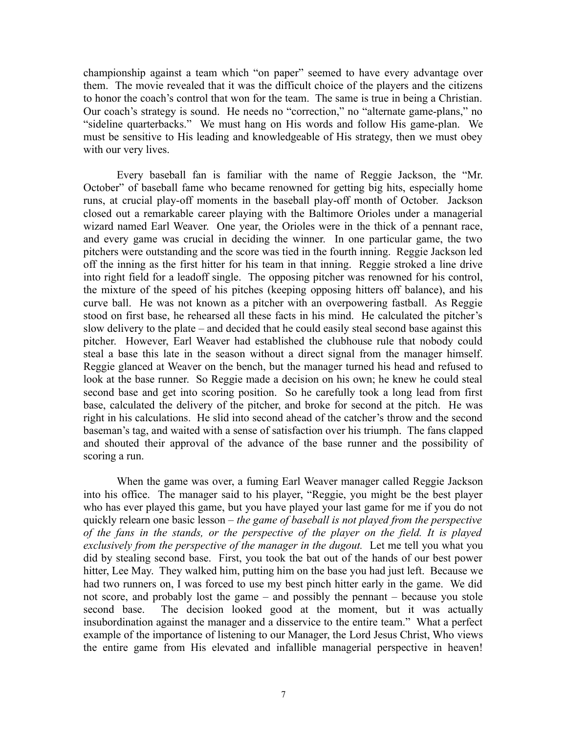championship against a team which "on paper" seemed to have every advantage over them. The movie revealed that it was the difficult choice of the players and the citizens to honor the coach's control that won for the team. The same is true in being a Christian. Our coach's strategy is sound. He needs no "correction," no "alternate game-plans," no "sideline quarterbacks." We must hang on His words and follow His game-plan. We must be sensitive to His leading and knowledgeable of His strategy, then we must obey with our very lives.

Every baseball fan is familiar with the name of Reggie Jackson, the "Mr. October" of baseball fame who became renowned for getting big hits, especially home runs, at crucial play-off moments in the baseball play-off month of October. Jackson closed out a remarkable career playing with the Baltimore Orioles under a managerial wizard named Earl Weaver. One year, the Orioles were in the thick of a pennant race, and every game was crucial in deciding the winner. In one particular game, the two pitchers were outstanding and the score was tied in the fourth inning. Reggie Jackson led off the inning as the first hitter for his team in that inning. Reggie stroked a line drive into right field for a leadoff single. The opposing pitcher was renowned for his control, the mixture of the speed of his pitches (keeping opposing hitters off balance), and his curve ball. He was not known as a pitcher with an overpowering fastball. As Reggie stood on first base, he rehearsed all these facts in his mind. He calculated the pitcher's slow delivery to the plate – and decided that he could easily steal second base against this pitcher. However, Earl Weaver had established the clubhouse rule that nobody could steal a base this late in the season without a direct signal from the manager himself. Reggie glanced at Weaver on the bench, but the manager turned his head and refused to look at the base runner. So Reggie made a decision on his own; he knew he could steal second base and get into scoring position. So he carefully took a long lead from first base, calculated the delivery of the pitcher, and broke for second at the pitch. He was right in his calculations. He slid into second ahead of the catcher's throw and the second baseman's tag, and waited with a sense of satisfaction over his triumph. The fans clapped and shouted their approval of the advance of the base runner and the possibility of scoring a run.

When the game was over, a fuming Earl Weaver manager called Reggie Jackson into his office. The manager said to his player, "Reggie, you might be the best player who has ever played this game, but you have played your last game for me if you do not quickly relearn one basic lesson – *the game of baseball is not played from the perspective of the fans in the stands, or the perspective of the player on the field. It is played exclusively from the perspective of the manager in the dugout.* Let me tell you what you did by stealing second base. First, you took the bat out of the hands of our best power hitter, Lee May. They walked him, putting him on the base you had just left. Because we had two runners on, I was forced to use my best pinch hitter early in the game. We did not score, and probably lost the game – and possibly the pennant – because you stole second base. The decision looked good at the moment, but it was actually insubordination against the manager and a disservice to the entire team." What a perfect example of the importance of listening to our Manager, the Lord Jesus Christ, Who views the entire game from His elevated and infallible managerial perspective in heaven!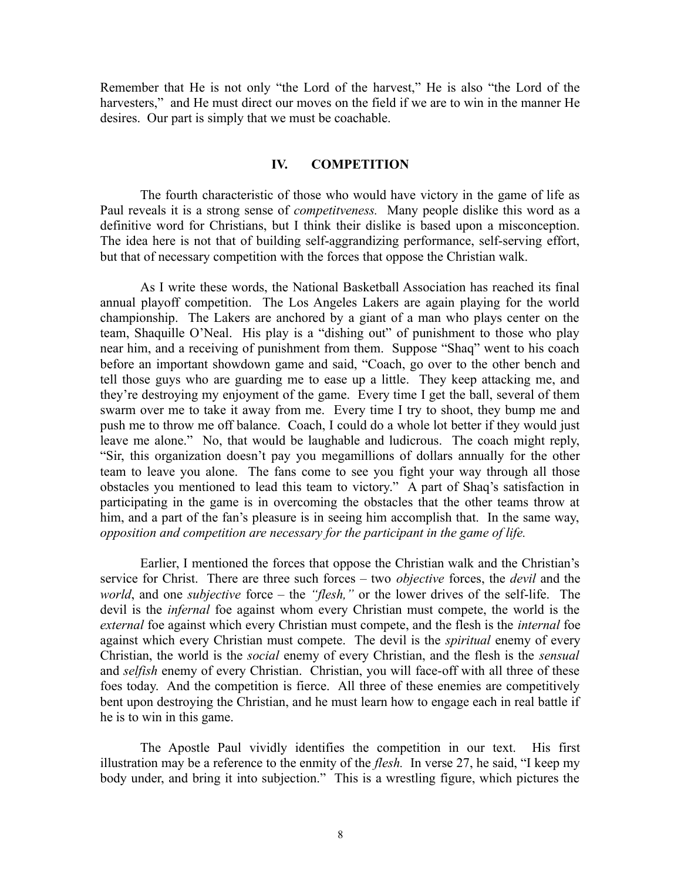Remember that He is not only "the Lord of the harvest," He is also "the Lord of the harvesters," and He must direct our moves on the field if we are to win in the manner He desires. Our part is simply that we must be coachable.

## IV. COMPETITION

The fourth characteristic of those who would have victory in the game of life as Paul reveals it is a strong sense of *competitveness.* Many people dislike this word as a definitive word for Christians, but I think their dislike is based upon a misconception. The idea here is not that of building self-aggrandizing performance, self-serving effort, but that of necessary competition with the forces that oppose the Christian walk.

As I write these words, the National Basketball Association has reached its final annual playoff competition. The Los Angeles Lakers are again playing for the world championship. The Lakers are anchored by a giant of a man who plays center on the team, Shaquille O'Neal. His play is a "dishing out" of punishment to those who play near him, and a receiving of punishment from them. Suppose "Shaq" went to his coach before an important showdown game and said, "Coach, go over to the other bench and tell those guys who are guarding me to ease up a little. They keep attacking me, and they're destroying my enjoyment of the game. Every time I get the ball, several of them swarm over me to take it away from me. Every time I try to shoot, they bump me and push me to throw me off balance. Coach, I could do a whole lot better if they would just leave me alone." No, that would be laughable and ludicrous. The coach might reply, "Sir, this organization doesn't pay you megamillions of dollars annually for the other team to leave you alone. The fans come to see you fight your way through all those obstacles you mentioned to lead this team to victory." A part of Shaq's satisfaction in participating in the game is in overcoming the obstacles that the other teams throw at him, and a part of the fan's pleasure is in seeing him accomplish that. In the same way, *opposition and competition are necessary for the participant in the game of life.*

Earlier, I mentioned the forces that oppose the Christian walk and the Christian's service for Christ. There are three such forces – two *objective* forces, the *devil* and the *world*, and one *subjective* force – the *"flesh,"* or the lower drives of the self-life. The devil is the *infernal* foe against whom every Christian must compete, the world is the *external* foe against which every Christian must compete, and the flesh is the *internal* foe against which every Christian must compete. The devil is the *spiritual* enemy of every Christian, the world is the *social* enemy of every Christian, and the flesh is the *sensual* and *selfish* enemy of every Christian. Christian, you will face-off with all three of these foes today. And the competition is fierce. All three of these enemies are competitively bent upon destroying the Christian, and he must learn how to engage each in real battle if he is to win in this game.

The Apostle Paul vividly identifies the competition in our text. His first illustration may be a reference to the enmity of the *flesh.* In verse 27, he said, "I keep my body under, and bring it into subjection." This is a wrestling figure, which pictures the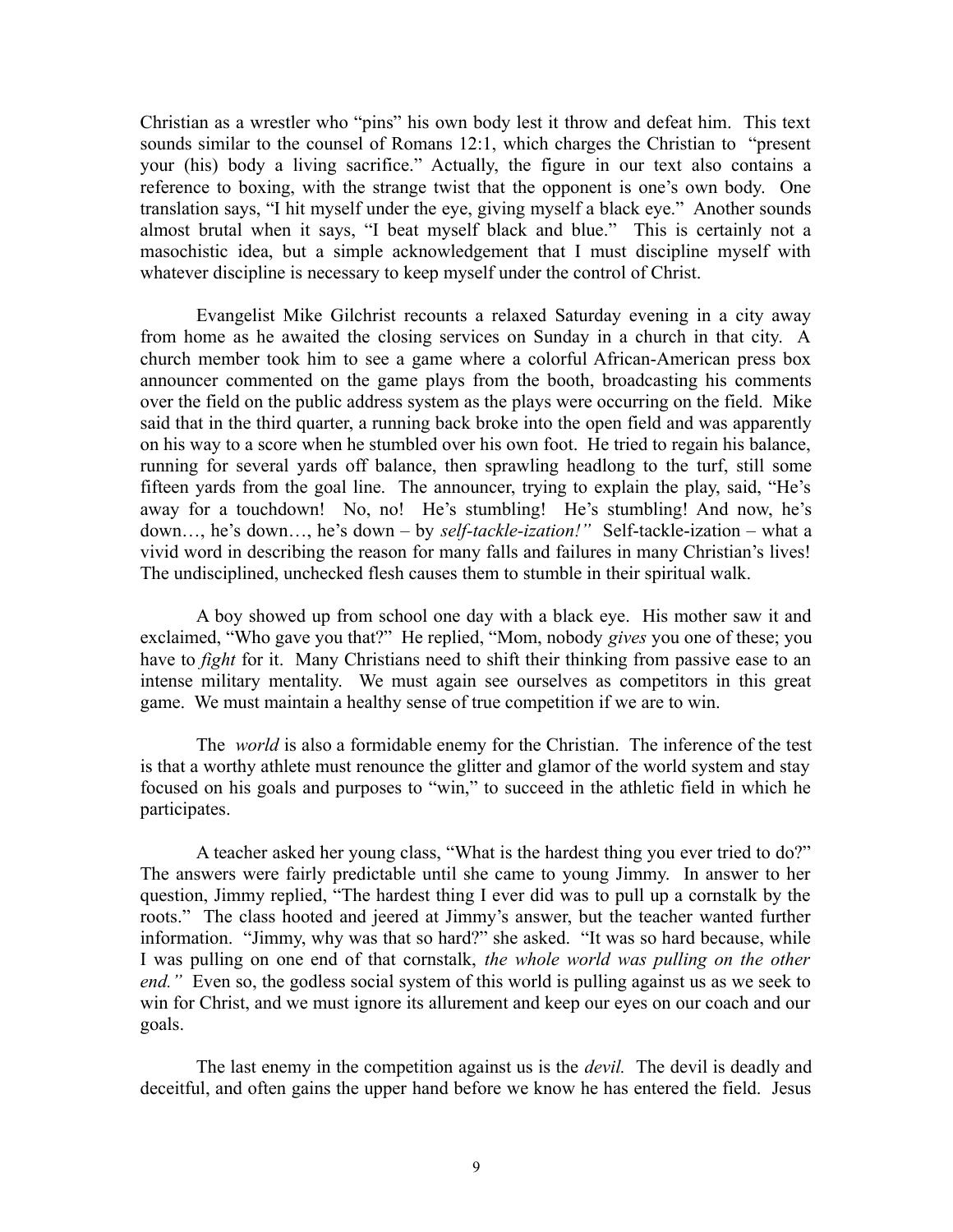Christian as a wrestler who "pins" his own body lest it throw and defeat him. This text sounds similar to the counsel of Romans 12:1, which charges the Christian to "present your (his) body a living sacrifice." Actually, the figure in our text also contains a reference to boxing, with the strange twist that the opponent is one's own body. One translation says, "I hit myself under the eye, giving myself a black eye." Another sounds almost brutal when it says, "I beat myself black and blue." This is certainly not a masochistic idea, but a simple acknowledgement that I must discipline myself with whatever discipline is necessary to keep myself under the control of Christ.

Evangelist Mike Gilchrist recounts a relaxed Saturday evening in a city away from home as he awaited the closing services on Sunday in a church in that city. A church member took him to see a game where a colorful African-American press box announcer commented on the game plays from the booth, broadcasting his comments over the field on the public address system as the plays were occurring on the field. Mike said that in the third quarter, a running back broke into the open field and was apparently on his way to a score when he stumbled over his own foot. He tried to regain his balance, running for several yards off balance, then sprawling headlong to the turf, still some fifteen yards from the goal line. The announcer, trying to explain the play, said, "He's away for a touchdown! No, no! He's stumbling! He's stumbling! And now, he's down…, he's down…, he's down – by *self-tackle-ization!"* Self-tackle-ization – what a vivid word in describing the reason for many falls and failures in many Christian's lives! The undisciplined, unchecked flesh causes them to stumble in their spiritual walk.

A boy showed up from school one day with a black eye. His mother saw it and exclaimed, "Who gave you that?" He replied, "Mom, nobody *gives* you one of these; you have to *fight* for it. Many Christians need to shift their thinking from passive ease to an intense military mentality. We must again see ourselves as competitors in this great game. We must maintain a healthy sense of true competition if we are to win.

The *world* is also a formidable enemy for the Christian. The inference of the test is that a worthy athlete must renounce the glitter and glamor of the world system and stay focused on his goals and purposes to "win," to succeed in the athletic field in which he participates.

A teacher asked her young class, "What is the hardest thing you ever tried to do?" The answers were fairly predictable until she came to young Jimmy. In answer to her question, Jimmy replied, "The hardest thing I ever did was to pull up a cornstalk by the roots." The class hooted and jeered at Jimmy's answer, but the teacher wanted further information. "Jimmy, why was that so hard?" she asked. "It was so hard because, while I was pulling on one end of that cornstalk, *the whole world was pulling on the other end."* Even so, the godless social system of this world is pulling against us as we seek to win for Christ, and we must ignore its allurement and keep our eyes on our coach and our goals.

The last enemy in the competition against us is the *devil.* The devil is deadly and deceitful, and often gains the upper hand before we know he has entered the field. Jesus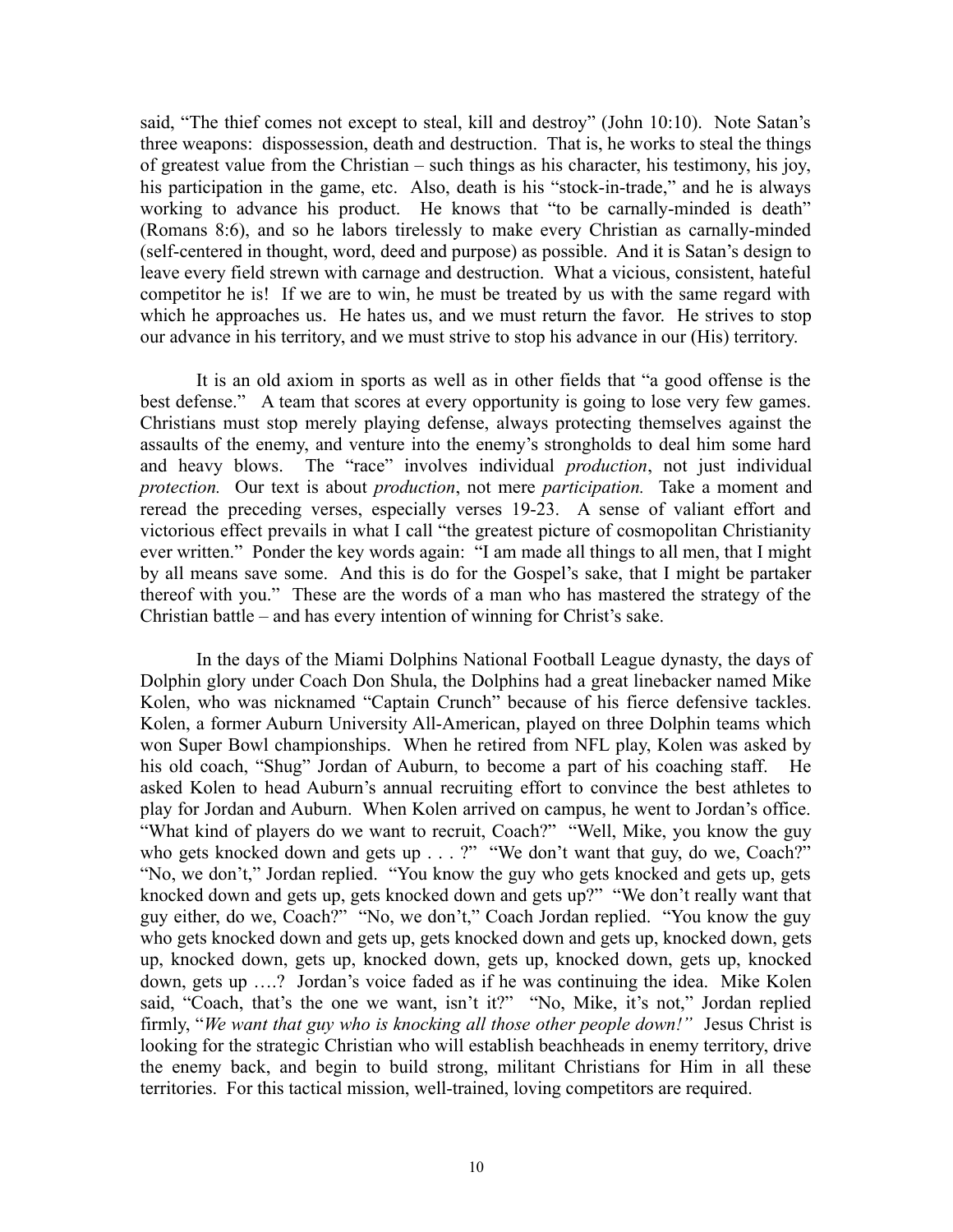said, "The thief comes not except to steal, kill and destroy" (John 10:10). Note Satan's three weapons: dispossession, death and destruction. That is, he works to steal the things of greatest value from the Christian – such things as his character, his testimony, his joy, his participation in the game, etc. Also, death is his "stock-in-trade," and he is always working to advance his product. He knows that "to be carnally-minded is death" (Romans 8:6), and so he labors tirelessly to make every Christian as carnally-minded (self-centered in thought, word, deed and purpose) as possible. And it is Satan's design to leave every field strewn with carnage and destruction. What a vicious, consistent, hateful competitor he is! If we are to win, he must be treated by us with the same regard with which he approaches us. He hates us, and we must return the favor. He strives to stop our advance in his territory, and we must strive to stop his advance in our (His) territory.

It is an old axiom in sports as well as in other fields that "a good offense is the best defense." A team that scores at every opportunity is going to lose very few games. Christians must stop merely playing defense, always protecting themselves against the assaults of the enemy, and venture into the enemy's strongholds to deal him some hard and heavy blows. The "race" involves individual *production*, not just individual *protection.* Our text is about *production*, not mere *participation.* Take a moment and reread the preceding verses, especially verses 19-23. A sense of valiant effort and victorious effect prevails in what I call "the greatest picture of cosmopolitan Christianity ever written." Ponder the key words again: "I am made all things to all men, that I might by all means save some. And this is do for the Gospel's sake, that I might be partaker thereof with you." These are the words of a man who has mastered the strategy of the Christian battle – and has every intention of winning for Christ's sake.

In the days of the Miami Dolphins National Football League dynasty, the days of Dolphin glory under Coach Don Shula, the Dolphins had a great linebacker named Mike Kolen, who was nicknamed "Captain Crunch" because of his fierce defensive tackles. Kolen, a former Auburn University All-American, played on three Dolphin teams which won Super Bowl championships. When he retired from NFL play, Kolen was asked by his old coach, "Shug" Jordan of Auburn, to become a part of his coaching staff. He asked Kolen to head Auburn's annual recruiting effort to convince the best athletes to play for Jordan and Auburn. When Kolen arrived on campus, he went to Jordan's office. "What kind of players do we want to recruit, Coach?" "Well, Mike, you know the guy who gets knocked down and gets up . . . ?" "We don't want that guy, do we, Coach?" "No, we don't," Jordan replied. "You know the guy who gets knocked and gets up, gets knocked down and gets up, gets knocked down and gets up?" "We don't really want that guy either, do we, Coach?" "No, we don't," Coach Jordan replied. "You know the guy who gets knocked down and gets up, gets knocked down and gets up, knocked down, gets up, knocked down, gets up, knocked down, gets up, knocked down, gets up, knocked down, gets up ….? Jordan's voice faded as if he was continuing the idea. Mike Kolen said, "Coach, that's the one we want, isn't it?" "No, Mike, it's not," Jordan replied firmly, "*We want that guy who is knocking all those other people down!"* Jesus Christ is looking for the strategic Christian who will establish beachheads in enemy territory, drive the enemy back, and begin to build strong, militant Christians for Him in all these territories. For this tactical mission, well-trained, loving competitors are required.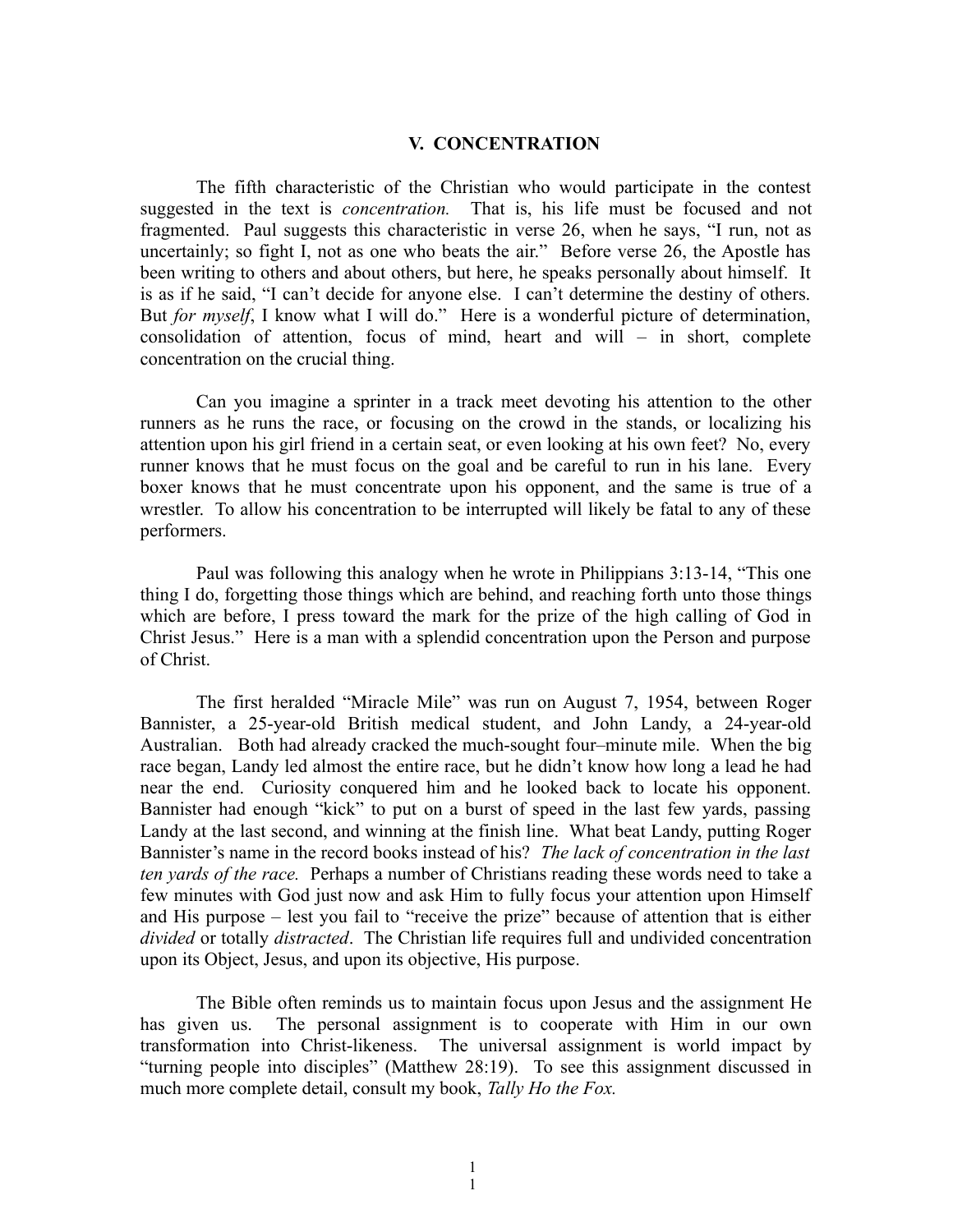## V. CONCENTRATION

The fifth characteristic of the Christian who would participate in the contest suggested in the text is *concentration.* That is, his life must be focused and not fragmented. Paul suggests this characteristic in verse 26, when he says, "I run, not as uncertainly; so fight I, not as one who beats the air." Before verse 26, the Apostle has been writing to others and about others, but here, he speaks personally about himself. It is as if he said, "I can't decide for anyone else. I can't determine the destiny of others. But *for myself*, I know what I will do." Here is a wonderful picture of determination, consolidation of attention, focus of mind, heart and will – in short, complete concentration on the crucial thing.

Can you imagine a sprinter in a track meet devoting his attention to the other runners as he runs the race, or focusing on the crowd in the stands, or localizing his attention upon his girl friend in a certain seat, or even looking at his own feet? No, every runner knows that he must focus on the goal and be careful to run in his lane. Every boxer knows that he must concentrate upon his opponent, and the same is true of a wrestler. To allow his concentration to be interrupted will likely be fatal to any of these performers.

Paul was following this analogy when he wrote in Philippians 3:13-14, "This one thing I do, forgetting those things which are behind, and reaching forth unto those things which are before, I press toward the mark for the prize of the high calling of God in Christ Jesus." Here is a man with a splendid concentration upon the Person and purpose of Christ.

The first heralded "Miracle Mile" was run on August 7, 1954, between Roger Bannister, a 25-year-old British medical student, and John Landy, a 24-year-old Australian. Both had already cracked the much-sought four–minute mile. When the big race began, Landy led almost the entire race, but he didn't know how long a lead he had near the end. Curiosity conquered him and he looked back to locate his opponent. Bannister had enough "kick" to put on a burst of speed in the last few yards, passing Landy at the last second, and winning at the finish line. What beat Landy, putting Roger Bannister's name in the record books instead of his? *The lack of concentration in the last ten yards of the race.* Perhaps a number of Christians reading these words need to take a few minutes with God just now and ask Him to fully focus your attention upon Himself and His purpose – lest you fail to "receive the prize" because of attention that is either *divided* or totally *distracted*. The Christian life requires full and undivided concentration upon its Object, Jesus, and upon its objective, His purpose.

The Bible often reminds us to maintain focus upon Jesus and the assignment He has given us. The personal assignment is to cooperate with Him in our own transformation into Christ-likeness. The universal assignment is world impact by "turning people into disciples" (Matthew 28:19). To see this assignment discussed in much more complete detail, consult my book, *Tally Ho the Fox.*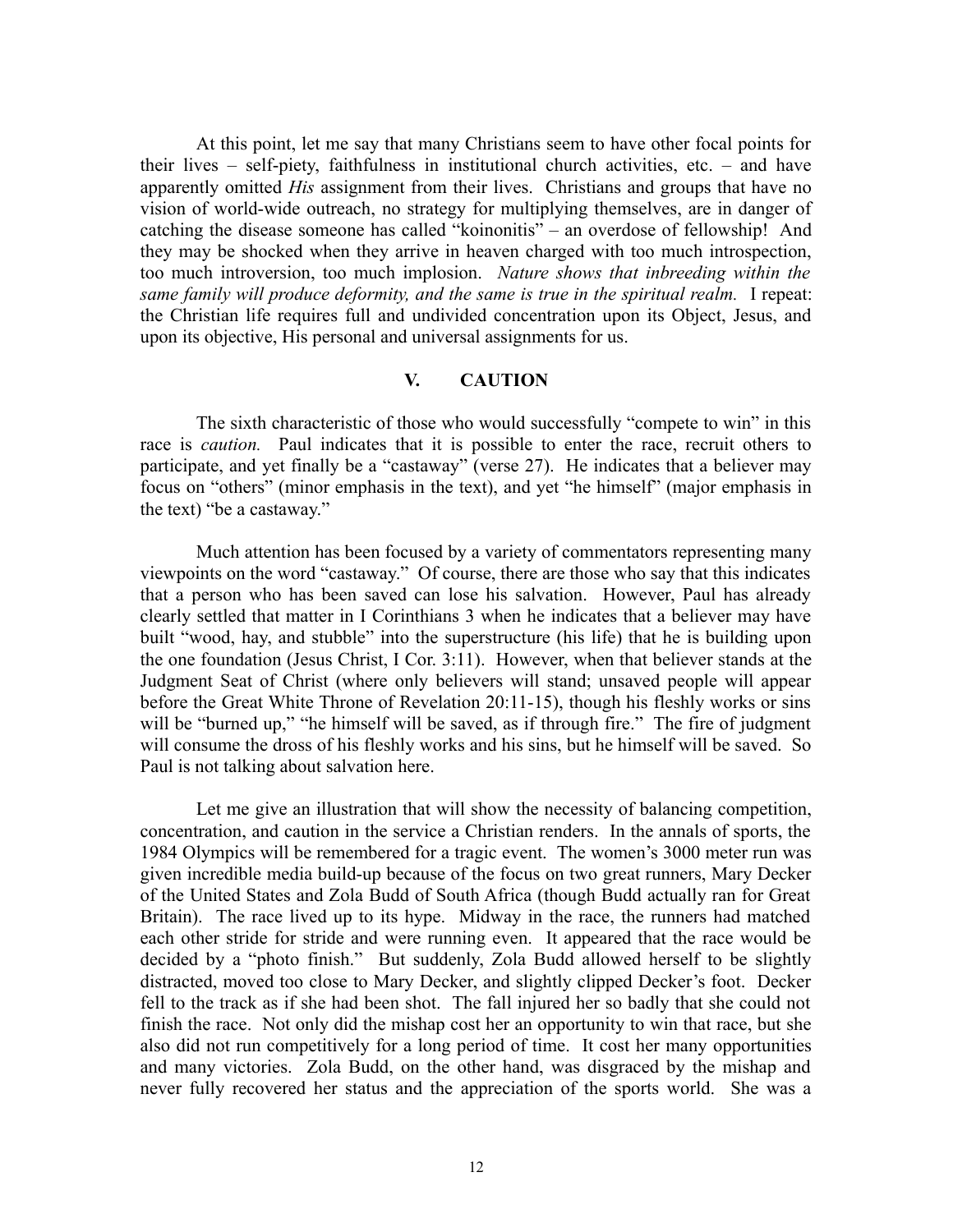At this point, let me say that many Christians seem to have other focal points for their lives – self-piety, faithfulness in institutional church activities, etc. – and have apparently omitted *His* assignment from their lives. Christians and groups that have no vision of world-wide outreach, no strategy for multiplying themselves, are in danger of catching the disease someone has called "koinonitis" – an overdose of fellowship! And they may be shocked when they arrive in heaven charged with too much introspection, too much introversion, too much implosion. *Nature shows that inbreeding within the same family will produce deformity, and the same is true in the spiritual realm.* I repeat: the Christian life requires full and undivided concentration upon its Object, Jesus, and upon its objective, His personal and universal assignments for us.

## V. CAUTION

The sixth characteristic of those who would successfully "compete to win" in this race is *caution.* Paul indicates that it is possible to enter the race, recruit others to participate, and yet finally be a "castaway" (verse 27). He indicates that a believer may focus on "others" (minor emphasis in the text), and yet "he himself" (major emphasis in the text) "be a castaway."

Much attention has been focused by a variety of commentators representing many viewpoints on the word "castaway." Of course, there are those who say that this indicates that a person who has been saved can lose his salvation. However, Paul has already clearly settled that matter in I Corinthians 3 when he indicates that a believer may have built "wood, hay, and stubble" into the superstructure (his life) that he is building upon the one foundation (Jesus Christ, I Cor. 3:11). However, when that believer stands at the Judgment Seat of Christ (where only believers will stand; unsaved people will appear before the Great White Throne of Revelation 20:11-15), though his fleshly works or sins will be "burned up," "he himself will be saved, as if through fire." The fire of judgment will consume the dross of his fleshly works and his sins, but he himself will be saved. So Paul is not talking about salvation here.

Let me give an illustration that will show the necessity of balancing competition, concentration, and caution in the service a Christian renders. In the annals of sports, the 1984 Olympics will be remembered for a tragic event. The women's 3000 meter run was given incredible media build-up because of the focus on two great runners, Mary Decker of the United States and Zola Budd of South Africa (though Budd actually ran for Great Britain). The race lived up to its hype. Midway in the race, the runners had matched each other stride for stride and were running even. It appeared that the race would be decided by a "photo finish." But suddenly, Zola Budd allowed herself to be slightly distracted, moved too close to Mary Decker, and slightly clipped Decker's foot. Decker fell to the track as if she had been shot. The fall injured her so badly that she could not finish the race. Not only did the mishap cost her an opportunity to win that race, but she also did not run competitively for a long period of time. It cost her many opportunities and many victories. Zola Budd, on the other hand, was disgraced by the mishap and never fully recovered her status and the appreciation of the sports world. She was a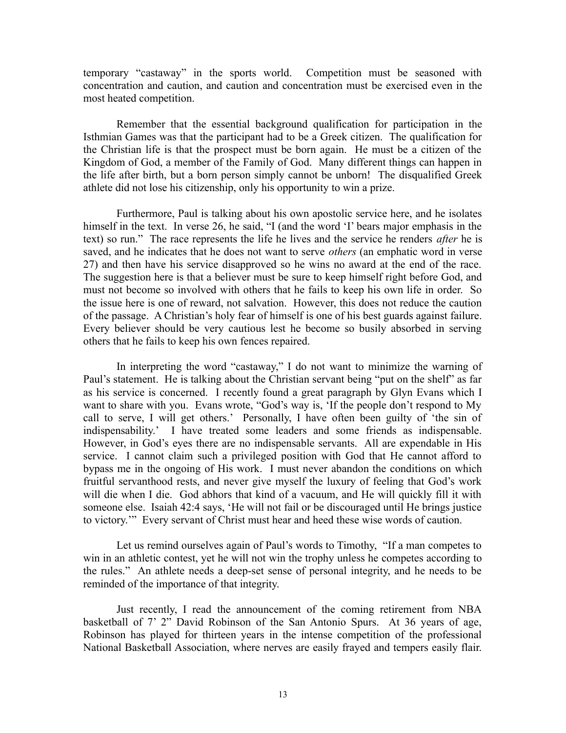temporary "castaway" in the sports world. Competition must be seasoned with concentration and caution, and caution and concentration must be exercised even in the most heated competition.

Remember that the essential background qualification for participation in the Isthmian Games was that the participant had to be a Greek citizen. The qualification for the Christian life is that the prospect must be born again. He must be a citizen of the Kingdom of God, a member of the Family of God. Many different things can happen in the life after birth, but a born person simply cannot be unborn! The disqualified Greek athlete did not lose his citizenship, only his opportunity to win a prize.

Furthermore, Paul is talking about his own apostolic service here, and he isolates himself in the text. In verse 26, he said, "I (and the word 'I' bears major emphasis in the text) so run." The race represents the life he lives and the service he renders *after* he is saved, and he indicates that he does not want to serve *others* (an emphatic word in verse 27) and then have his service disapproved so he wins no award at the end of the race. The suggestion here is that a believer must be sure to keep himself right before God, and must not become so involved with others that he fails to keep his own life in order. So the issue here is one of reward, not salvation. However, this does not reduce the caution of the passage. A Christian's holy fear of himself is one of his best guards against failure. Every believer should be very cautious lest he become so busily absorbed in serving others that he fails to keep his own fences repaired.

In interpreting the word "castaway," I do not want to minimize the warning of Paul's statement. He is talking about the Christian servant being "put on the shelf" as far as his service is concerned. I recently found a great paragraph by Glyn Evans which I want to share with you. Evans wrote, "God's way is, 'If the people don't respond to My call to serve, I will get others.' Personally, I have often been guilty of 'the sin of indispensability.' I have treated some leaders and some friends as indispensable. However, in God's eyes there are no indispensable servants. All are expendable in His service. I cannot claim such a privileged position with God that He cannot afford to bypass me in the ongoing of His work. I must never abandon the conditions on which fruitful servanthood rests, and never give myself the luxury of feeling that God's work will die when I die. God abhors that kind of a vacuum, and He will quickly fill it with someone else. Isaiah 42:4 says, 'He will not fail or be discouraged until He brings justice to victory.'" Every servant of Christ must hear and heed these wise words of caution.

Let us remind ourselves again of Paul's words to Timothy, "If a man competes to win in an athletic contest, yet he will not win the trophy unless he competes according to the rules." An athlete needs a deep-set sense of personal integrity, and he needs to be reminded of the importance of that integrity.

Just recently, I read the announcement of the coming retirement from NBA basketball of 7' 2" David Robinson of the San Antonio Spurs. At 36 years of age, Robinson has played for thirteen years in the intense competition of the professional National Basketball Association, where nerves are easily frayed and tempers easily flair.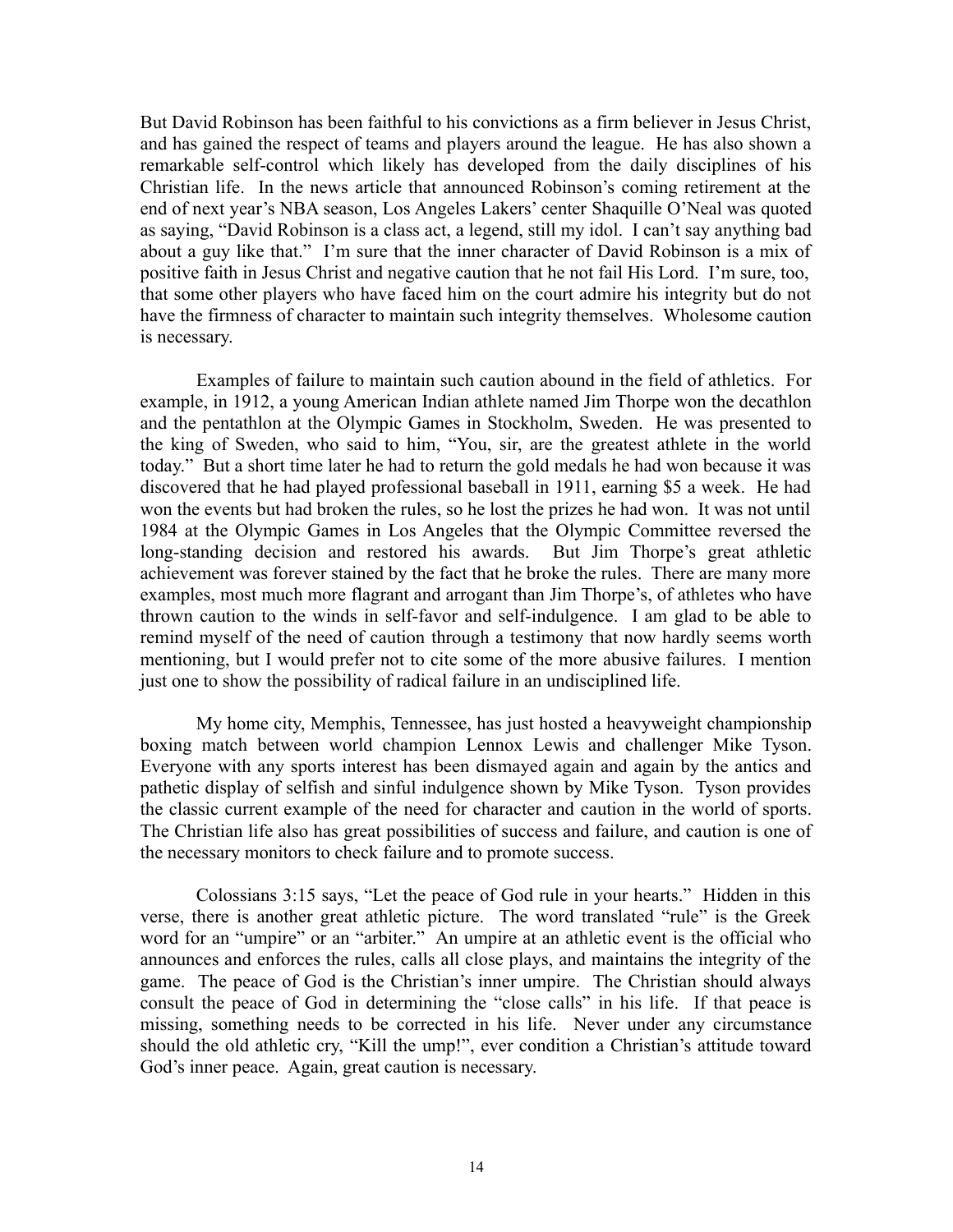But David Robinson has been faithful to his convictions as a firm believer in Jesus Christ, and has gained the respect of teams and players around the league. He has also shown a remarkable self-control which likely has developed from the daily disciplines of his Christian life. In the news article that announced Robinson's coming retirement at the end of next year's NBA season, Los Angeles Lakers' center Shaquille O'Neal was quoted as saying, "David Robinson is a class act, a legend, still my idol. I can't say anything bad about a guy like that." I'm sure that the inner character of David Robinson is a mix of positive faith in Jesus Christ and negative caution that he not fail His Lord. I'm sure, too, that some other players who have faced him on the court admire his integrity but do not have the firmness of character to maintain such integrity themselves. Wholesome caution is necessary.

Examples of failure to maintain such caution abound in the field of athletics. For example, in 1912, a young American Indian athlete named Jim Thorpe won the decathlon and the pentathlon at the Olympic Games in Stockholm, Sweden. He was presented to the king of Sweden, who said to him, "You, sir, are the greatest athlete in the world today." But a short time later he had to return the gold medals he had won because it was discovered that he had played professional baseball in 1911, earning $5 a week. He had won the events but had broken the rules, so he lost the prizes he had won. It was not until 1984 at the Olympic Games in Los Angeles that the Olympic Committee reversed the long-standing decision and restored his awards. But Jim Thorpe's great athletic achievement was forever stained by the fact that he broke the rules. There are many more examples, most much more flagrant and arrogant than Jim Thorpe's, of athletes who have thrown caution to the winds in self-favor and self-indulgence. I am glad to be able to remind myself of the need of caution through a testimony that now hardly seems worth mentioning, but I would prefer not to cite some of the more abusive failures. I mention just one to show the possibility of radical failure in an undisciplined life.

My home city, Memphis, Tennessee, has just hosted a heavyweight championship boxing match between world champion Lennox Lewis and challenger Mike Tyson. Everyone with any sports interest has been dismayed again and again by the antics and pathetic display of selfish and sinful indulgence shown by Mike Tyson. Tyson provides the classic current example of the need for character and caution in the world of sports. The Christian life also has great possibilities of success and failure, and caution is one of the necessary monitors to check failure and to promote success.

Colossians 3:15 says, "Let the peace of God rule in your hearts." Hidden in this verse, there is another great athletic picture. The word translated "rule" is the Greek word for an "umpire" or an "arbiter." An umpire at an athletic event is the official who announces and enforces the rules, calls all close plays, and maintains the integrity of the game. The peace of God is the Christian's inner umpire. The Christian should always consult the peace of God in determining the "close calls" in his life. If that peace is missing, something needs to be corrected in his life. Never under any circumstance should the old athletic cry, "Kill the ump!", ever condition a Christian's attitude toward God's inner peace. Again, great caution is necessary.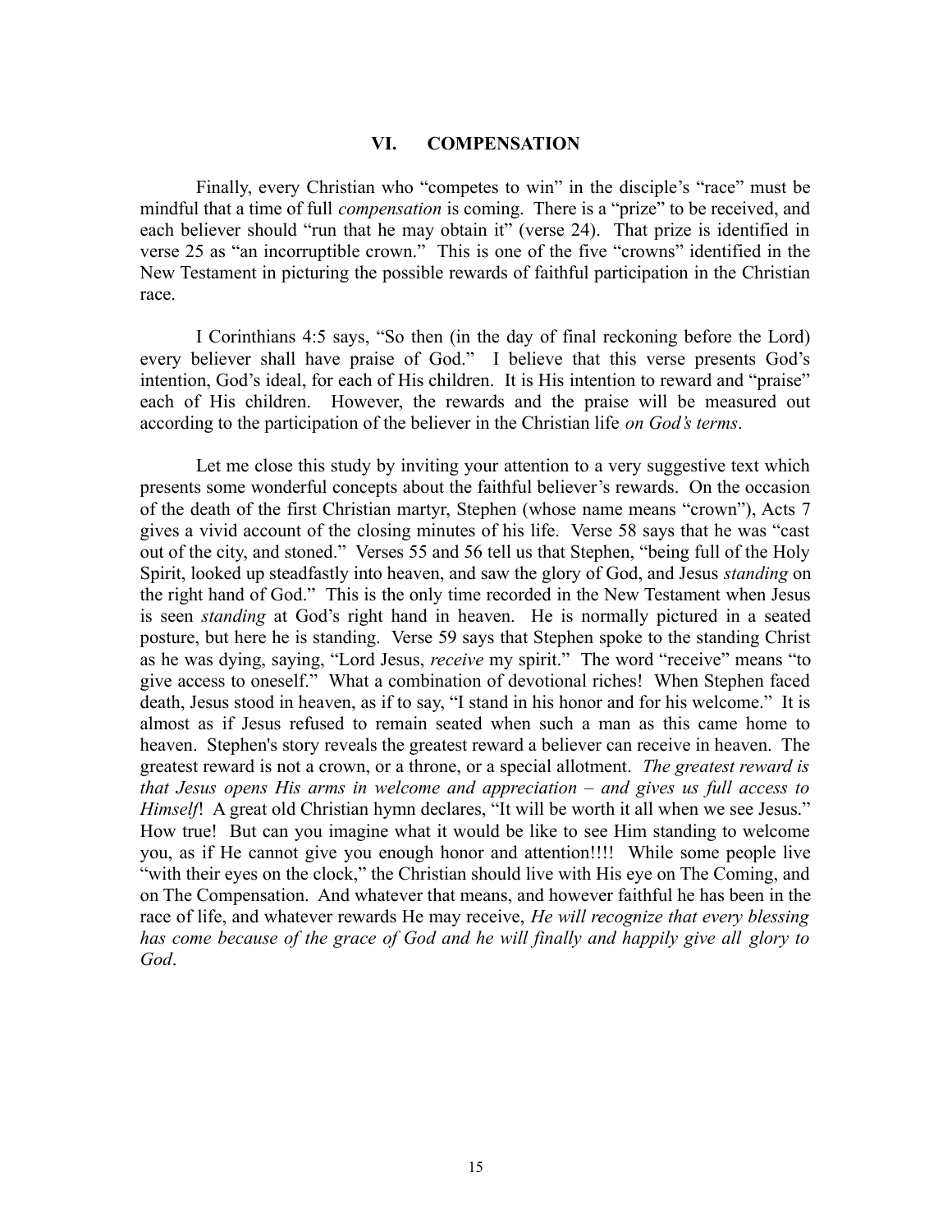## VI. COMPENSATION

Finally, every Christian who "competes to win" in the disciple's "race" must be mindful that a time of full *compensation* is coming. There is a "prize" to be received, and each believer should "run that he may obtain it" (verse 24). That prize is identified in verse 25 as "an incorruptible crown." This is one of the five "crowns" identified in the New Testament in picturing the possible rewards of faithful participation in the Christian race.

I Corinthians 4:5 says, "So then (in the day of final reckoning before the Lord) every believer shall have praise of God." I believe that this verse presents God's intention, God's ideal, for each of His children. It is His intention to reward and "praise" each of His children. However, the rewards and the praise will be measured out according to the participation of the believer in the Christian life *on God's terms*.

Let me close this study by inviting your attention to a very suggestive text which presents some wonderful concepts about the faithful believer's rewards. On the occasion of the death of the first Christian martyr, Stephen (whose name means "crown"), Acts 7 gives a vivid account of the closing minutes of his life. Verse 58 says that he was "cast out of the city, and stoned." Verses 55 and 56 tell us that Stephen, "being full of the Holy Spirit, looked up steadfastly into heaven, and saw the glory of God, and Jesus *standing* on the right hand of God." This is the only time recorded in the New Testament when Jesus is seen *standing* at God's right hand in heaven. He is normally pictured in a seated posture, but here he is standing. Verse 59 says that Stephen spoke to the standing Christ as he was dying, saying, "Lord Jesus, *receive* my spirit." The word "receive" means "to give access to oneself." What a combination of devotional riches! When Stephen faced death, Jesus stood in heaven, as if to say, "I stand in his honor and for his welcome." It is almost as if Jesus refused to remain seated when such a man as this came home to heaven. Stephen's story reveals the greatest reward a believer can receive in heaven. The greatest reward is not a crown, or a throne, or a special allotment. *The greatest reward is that Jesus opens His arms in welcome and appreciation – and gives us full access to Himself*! A great old Christian hymn declares, "It will be worth it all when we see Jesus." How true! But can you imagine what it would be like to see Him standing to welcome you, as if He cannot give you enough honor and attention!!!! While some people live "with their eyes on the clock," the Christian should live with His eye on The Coming, and on The Compensation. And whatever that means, and however faithful he has been in the race of life, and whatever rewards He may receive, *He will recognize that every blessing has come because of the grace of God and he will finally and happily give all glory to God*.